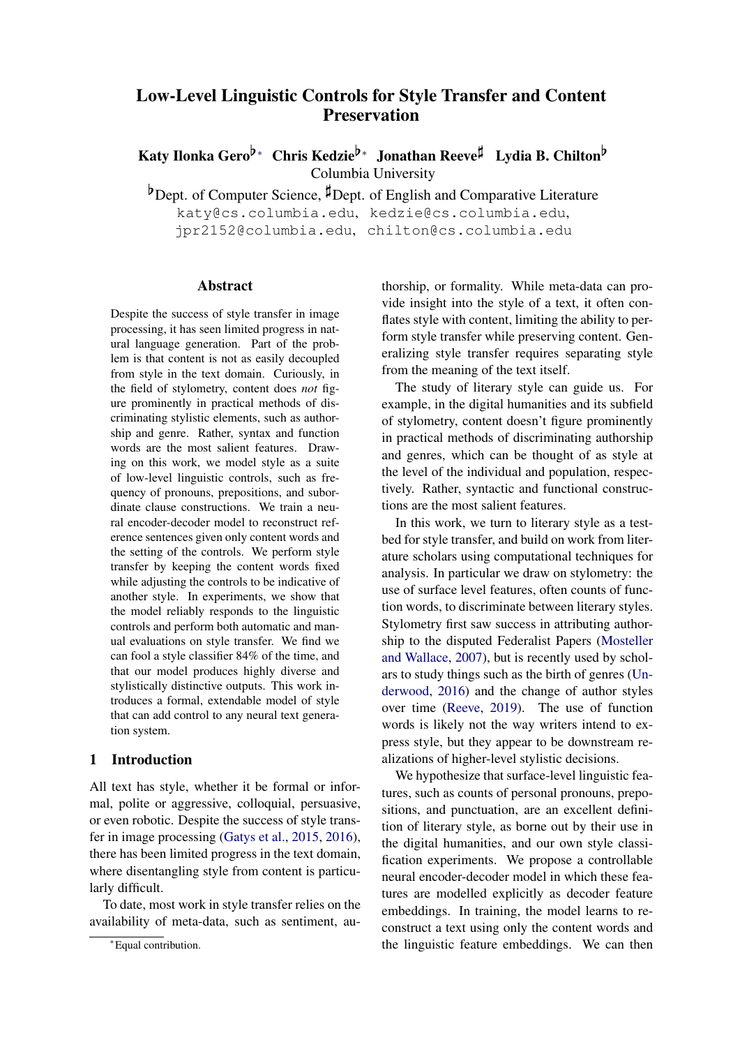# Low-Level Linguistic Controls for Style Transfer and Content Preservation

**Katy Ilonka Gero**[♭*] **Chris Kedzie**[♭*] **Jonathan Reeve**[♯] **Lydia B. Chilton**[♭]

Columbia University

[♭]Dept. of Computer Science, [♯]Dept. of English and Comparative Literature

katy@cs.columbia.edu, kedzie@cs.columbia.edu, jpr2152@columbia.edu, chilton@cs.columbia.edu

## Abstract

Despite the success of style transfer in image processing, it has seen limited progress in natural language generation. Part of the problem is that content is not as easily decoupled from style in the text domain. Curiously, in the field of stylometry, content does *not* figure prominently in practical methods of discriminating stylistic elements, such as authorship and genre. Rather, syntax and function words are the most salient features. Drawing on this work, we model style as a suite of low-level linguistic controls, such as frequency of pronouns, prepositions, and subordinate clause constructions. We train a neural encoder-decoder model to reconstruct reference sentences given only content words and the setting of the controls. We perform style transfer by keeping the content words fixed while adjusting the controls to be indicative of another style. In experiments, we show that the model reliably responds to the linguistic controls and perform both automatic and manual evaluations on style transfer. We find we can fool a style classifier 84% of the time, and that our model produces highly diverse and stylistically distinctive outputs. This work introduces a formal, extendable model of style that can add control to any neural text generation system.

## 1 Introduction

All text has style, whether it be formal or informal, polite or aggressive, colloquial, persuasive, or even robotic. Despite the success of style transfer in image processing (Gatys et al., 2015, 2016), there has been limited progress in the text domain, where disentangling style from content is particularly difficult.

To date, most work in style transfer relies on the availability of meta-data, such as sentiment, authorship, or formality. While meta-data can provide insight into the style of a text, it often conflates style with content, limiting the ability to perform style transfer while preserving content. Generalizing style transfer requires separating style from the meaning of the text itself.

The study of literary style can guide us. For example, in the digital humanities and its subfield of stylometry, content doesn't figure prominently in practical methods of discriminating authorship and genres, which can be thought of as style at the level of the individual and population, respectively. Rather, syntactic and functional constructions are the most salient features.

In this work, we turn to literary style as a testbed for style transfer, and build on work from literature scholars using computational techniques for analysis. In particular we draw on stylometry: the use of surface level features, often counts of function words, to discriminate between literary styles. Stylometry first saw success in attributing authorship to the disputed Federalist Papers (Mosteller and Wallace, 2007), but is recently used by scholars to study things such as the birth of genres (Underwood, 2016) and the change of author styles over time (Reeve, 2019). The use of function words is likely not the way writers intend to express style, but they appear to be downstream realizations of higher-level stylistic decisions.

We hypothesize that surface-level linguistic features, such as counts of personal pronouns, prepositions, and punctuation, are an excellent definition of literary style, as borne out by their use in the digital humanities, and our own style classification experiments. We propose a controllable neural encoder-decoder model in which these features are modelled explicitly as decoder feature embeddings. In training, the model learns to reconstruct a text using only the content words and the linguistic feature embeddings. We can then

*Equal contribution.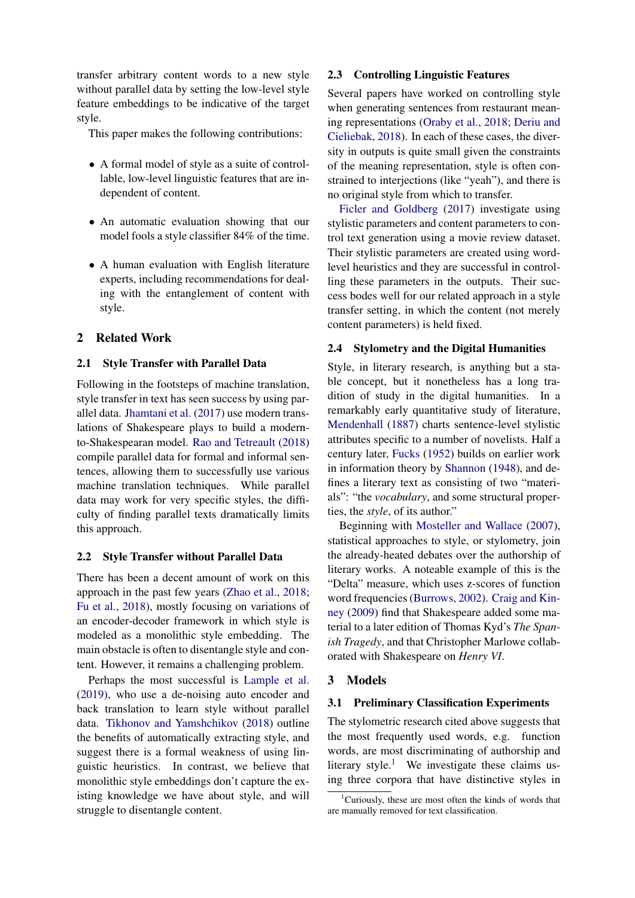transfer arbitrary content words to a new style without parallel data by setting the low-level style feature embeddings to be indicative of the target style.

This paper makes the following contributions:

- A formal model of style as a suite of controllable, low-level linguistic features that are independent of content.
- An automatic evaluation showing that our model fools a style classifier 84% of the time.
- A human evaluation with English literature experts, including recommendations for dealing with the entanglement of content with style.

## 2 Related Work

### 2.1 Style Transfer with Parallel Data

Following in the footsteps of machine translation, style transfer in text has seen success by using parallel data. Jhamtani et al. (2017) use modern translations of Shakespeare plays to build a modern-to-Shakespearan model. Rao and Tetreault (2018) compile parallel data for formal and informal sentences, allowing them to successfully use various machine translation techniques. While parallel data may work for very specific styles, the difficulty of finding parallel texts dramatically limits this approach.

### 2.2 Style Transfer without Parallel Data

There has been a decent amount of work on this approach in the past few years (Zhao et al., 2018; Fu et al., 2018), mostly focusing on variations of an encoder-decoder framework in which style is modeled as a monolithic style embedding. The main obstacle is often to disentangle style and content. However, it remains a challenging problem.

Perhaps the most successful is Lample et al. (2019), who use a de-noising auto encoder and back translation to learn style without parallel data. Tikhonov and Yamshchikov (2018) outline the benefits of automatically extracting style, and suggest there is a formal weakness of using linguistic heuristics. In contrast, we believe that monolithic style embeddings don't capture the existing knowledge we have about style, and will struggle to disentangle content.

### 2.3 Controlling Linguistic Features

Several papers have worked on controlling style when generating sentences from restaurant meaning representations (Oraby et al., 2018; Deriu and Cieliebak, 2018). In each of these cases, the diversity in outputs is quite small given the constraints of the meaning representation, style is often constrained to interjections (like "yeah"), and there is no original style from which to transfer.

Ficler and Goldberg (2017) investigate using stylistic parameters and content parameters to control text generation using a movie review dataset. Their stylistic parameters are created using word-level heuristics and they are successful in controlling these parameters in the outputs. Their success bodes well for our related approach in a style transfer setting, in which the content (not merely content parameters) is held fixed.

### 2.4 Stylometry and the Digital Humanities

Style, in literary research, is anything but a stable concept, but it nonetheless has a long tradition of study in the digital humanities. In a remarkably early quantitative study of literature, Mendenhall (1887) charts sentence-level stylistic attributes specific to a number of novelists. Half a century later, Fucks (1952) builds on earlier work in information theory by Shannon (1948), and defines a literary text as consisting of two "materials": "the *vocabulary*, and some structural properties, the *style*, of its author."

Beginning with Mosteller and Wallace (2007), statistical approaches to style, or stylometry, join the already-heated debates over the authorship of literary works. A noteable example of this is the "Delta" measure, which uses z-scores of function word frequencies (Burrows, 2002). Craig and Kinney (2009) find that Shakespeare added some material to a later edition of Thomas Kyd's *The Spanish Tragedy*, and that Christopher Marlowe collaborated with Shakespeare on *Henry VI*.

## 3 Models

### 3.1 Preliminary Classification Experiments

The stylometric research cited above suggests that the most frequently used words, e.g. function words, are most discriminating of authorship and literary style.[1] We investigate these claims using three corpora that have distinctive styles in

[1]Curiously, these are most often the kinds of words that are manually removed for text classification.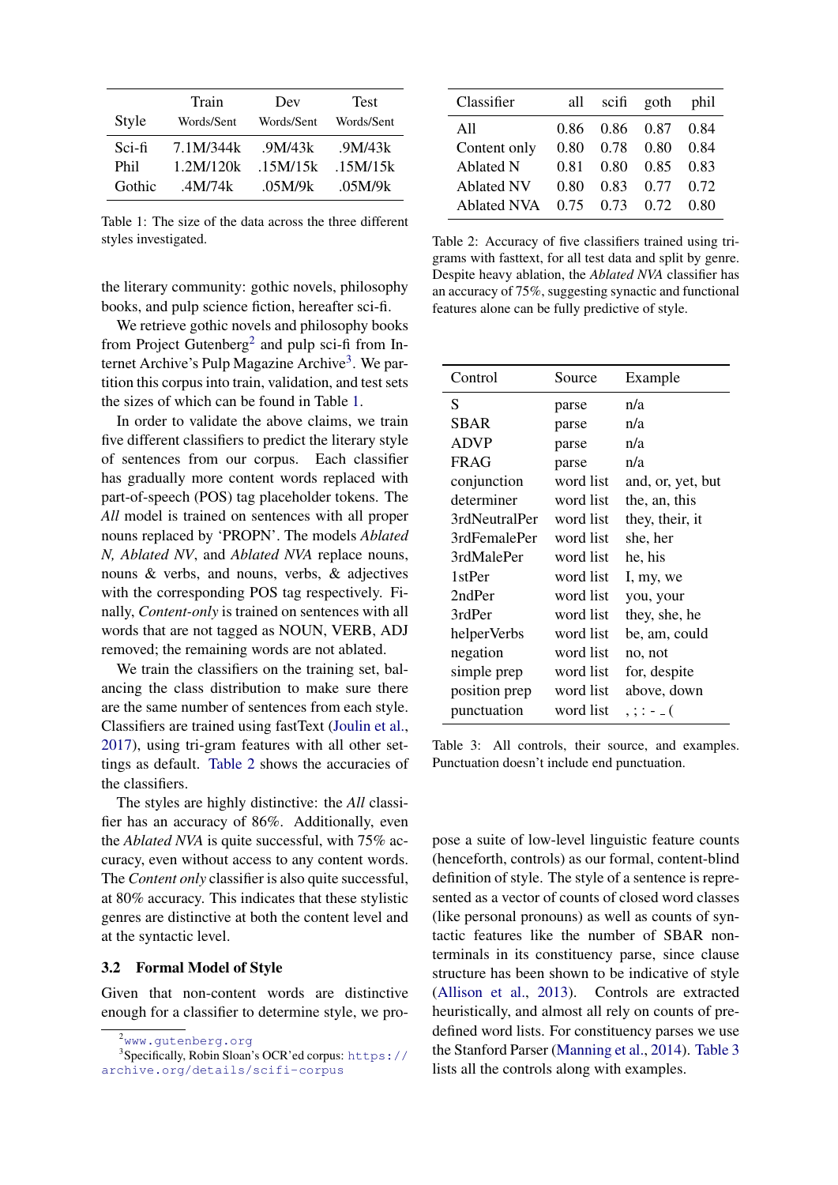| Style | Train Words/Sent | Dev Words/Sent | Test Words/Sent |
|---|---|---|---|
| Sci-fi | 7.1M/344k | .9M/43k | .9M/43k |
| Phil | 1.2M/120k | .15M/15k | .15M/15k |
| Gothic | .4M/74k | .05M/9k | .05M/9k |

Table 1: The size of the data across the three different styles investigated.

the literary community: gothic novels, philosophy books, and pulp science fiction, hereafter sci-fi.

We retrieve gothic novels and philosophy books from Project Gutenberg[2] and pulp sci-fi from Internet Archive's Pulp Magazine Archive[3]. We partition this corpus into train, validation, and test sets the sizes of which can be found in Table 1.

In order to validate the above claims, we train five different classifiers to predict the literary style of sentences from our corpus. Each classifier has gradually more content words replaced with part-of-speech (POS) tag placeholder tokens. The *All* model is trained on sentences with all proper nouns replaced by 'PROPN'. The models *Ablated N, Ablated NV*, and *Ablated NVA* replace nouns, nouns & verbs, and nouns, verbs, & adjectives with the corresponding POS tag respectively. Finally, *Content-only* is trained on sentences with all words that are not tagged as NOUN, VERB, ADJ removed; the remaining words are not ablated.

We train the classifiers on the training set, balancing the class distribution to make sure there are the same number of sentences from each style. Classifiers are trained using fastText (Joulin et al., 2017), using tri-gram features with all other settings as default. Table 2 shows the accuracies of the classifiers.

The styles are highly distinctive: the *All* classifier has an accuracy of 86%. Additionally, even the *Ablated NVA* is quite successful, with 75% accuracy, even without access to any content words. The *Content only* classifier is also quite successful, at 80% accuracy. This indicates that these stylistic genres are distinctive at both the content level and at the syntactic level.

### 3.2 Formal Model of Style

Given that non-content words are distinctive enough for a classifier to determine style, we propose a suite of low-level linguistic feature counts (henceforth, controls) as our formal, content-blind definition of style. The style of a sentence is represented as a vector of counts of closed word classes (like personal pronouns) as well as counts of syntactic features like the number of SBAR non-terminals in its constituency parse, since clause structure has been shown to be indicative of style (Allison et al., 2013). Controls are extracted heuristically, and almost all rely on counts of pre-defined word lists. For constituency parses we use the Stanford Parser (Manning et al., 2014). Table 3 lists all the controls along with examples.

| Classifier | all | scifi | goth | phil |
|---|---|---|---|---|
| All | 0.86 | 0.86 | 0.87 | 0.84 |
| Content only | 0.80 | 0.78 | 0.80 | 0.84 |
| Ablated N | 0.81 | 0.80 | 0.85 | 0.83 |
| Ablated NV | 0.80 | 0.83 | 0.77 | 0.72 |
| Ablated NVA | 0.75 | 0.73 | 0.72 | 0.80 |

Table 2: Accuracy of five classifiers trained using trigrams with fasttext, for all test data and split by genre. Despite heavy ablation, the *Ablated NVA* classifier has an accuracy of 75%, suggesting synactic and functional features alone can be fully predictive of style.

| Control | Source | Example |
|---|---|---|
| S | parse | n/a |
| SBAR | parse | n/a |
| ADVP | parse | n/a |
| FRAG | parse | n/a |
| conjunction | word list | and, or, yet, but |
| determiner | word list | the, an, this |
| 3rdNeutralPer | word list | they, their, it |
| 3rdFemalePer | word list | she, her |
| 3rdMalePer | word list | he, his |
| 1stPer | word list | I, my, we |
| 2ndPer | word list | you, your |
| 3rdPer | word list | they, she, he |
| helperVerbs | word list | be, am, could |
| negation | word list | no, not |
| simple prep | word list | for, despite |
| position prep | word list | above, down |
| punctuation | word list | , ; : - _ ( |

Table 3: All controls, their source, and examples. Punctuation doesn't include end punctuation.

[2] www.gutenberg.org

[3] Specifically, Robin Sloan's OCR'ed corpus: https://archive.org/details/scifi-corpus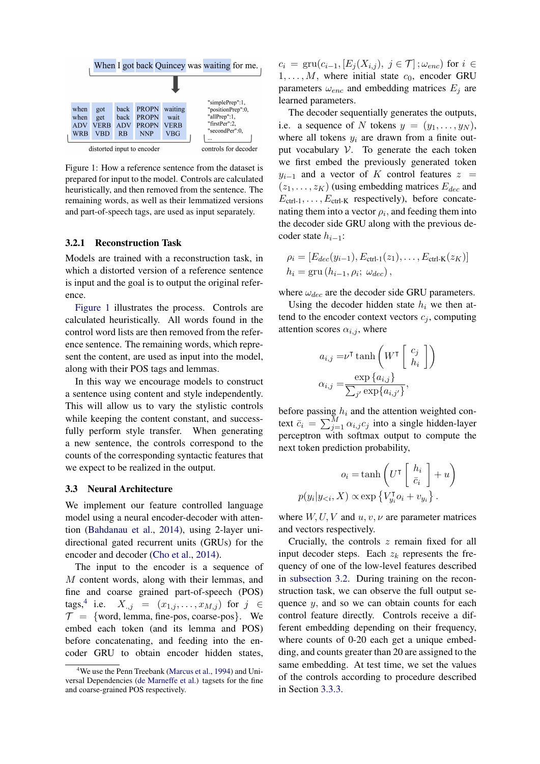When I got back Quincey was waiting for me.

| when | got | back | PROPN | waiting |
|---|---|---|---|---|
| when | get | back | PROPN | wait |
| ADV | VERB | ADV | PROPN | VERB |
| WRB | VBD | RB | NNP | VBG |

distorted input to encoder

```
"simplePrep":1,
"positionPrep":0,
"allPrep":1,
"firstPer":2,
"secondPer":0,
...
```

controls for decoder

Figure 1: How a reference sentence from the dataset is prepared for input to the model. Controls are calculated heuristically, and then removed from the sentence. The remaining words, as well as their lemmatized versions and part-of-speech tags, are used as input separately.

### 3.2.1 Reconstruction Task

Models are trained with a reconstruction task, in which a distorted version of a reference sentence is input and the goal is to output the original reference.

Figure 1 illustrates the process. Controls are calculated heuristically. All words found in the control word lists are then removed from the reference sentence. The remaining words, which represent the content, are used as input into the model, along with their POS tags and lemmas.

In this way we encourage models to construct a sentence using content and style independently. This will allow us to vary the stylistic controls while keeping the content constant, and successfully perform style transfer. When generating a new sentence, the controls correspond to the counts of the corresponding syntactic features that we expect to be realized in the output.

## 3.3 Neural Architecture

We implement our feature controlled language model using a neural encoder-decoder with attention (Bahdanau et al., 2014), using 2-layer uni-directional gated recurrent units (GRUs) for the encoder and decoder (Cho et al., 2014).

The input to the encoder is a sequence of $M$ content words, along with their lemmas, and fine and coarse grained part-of-speech (POS) tags,[4] i.e. $X_{.,j} = (x_{1,j}, \ldots, x_{M,j})$ for $j \in \mathcal{T} = \{\text{word, lemma, fine-pos, coarse-pos}\}$. We embed each token (and its lemma and POS) before concatenating, and feeding into the encoder GRU to obtain encoder hidden states, $c_i = \text{gru}(c_{i-1}, [E_j(X_{i,j}),\ j \in \mathcal{T}]\,; \omega_{enc})$ for $i \in 1, \ldots, M$, where initial state $c_0$, encoder GRU parameters $\omega_{enc}$ and embedding matrices $E_j$ are learned parameters.

The decoder sequentially generates the outputs, i.e. a sequence of $N$ tokens $y = (y_1, \ldots, y_N)$, where all tokens $y_i$ are drawn from a finite output vocabulary $\mathcal{V}$. To generate the each token we first embed the previously generated token $y_{i-1}$ and a vector of $K$ control features $z = (z_1, \ldots, z_K)$ (using embedding matrices $E_{dec}$ and $E_{\text{ctrl-1}}, \ldots, E_{\text{ctrl-K}}$ respectively), before concatenating them into a vector $\rho_i$, and feeding them into the decoder side GRU along with the previous decoder state $h_{i-1}$:

$$\rho_i = [E_{dec}(y_{i-1}), E_{\text{ctrl-1}}(z_1), \ldots, E_{\text{ctrl-K}}(z_K)]$$
$$h_i = \text{gru}\left(h_{i-1}, \rho_i;\ \omega_{dec}\right),$$

where $\omega_{dec}$ are the decoder side GRU parameters.

Using the decoder hidden state $h_i$ we then attend to the encoder context vectors $c_j$, computing attention scores $\alpha_{i,j}$, where

$$a_{i,j} = \nu^{\intercal} \tanh\left(W^{\intercal} \begin{bmatrix} c_j \\ h_i \end{bmatrix}\right)$$
$$\alpha_{i,j} = \frac{\exp\{a_{i,j}\}}{\sum_{j'} \exp\{a_{i,j'}\}},$$

before passing $h_i$ and the attention weighted context $\bar{c}_i = \sum_{j=1}^{M} \alpha_{i,j} c_j$ into a single hidden-layer perceptron with softmax output to compute the next token prediction probability,

$$o_i = \tanh\left(U^{\intercal} \begin{bmatrix} h_i \\ \bar{c}_i \end{bmatrix} + u\right)$$
$$p(y_i | y_{<i}, X) \propto \exp\left\{V_{y_i}^{\intercal} o_i + v_{y_i}\right\}.$$

where $W, U, V$ and $u, v, \nu$ are parameter matrices and vectors respectively.

Crucially, the controls $z$ remain fixed for all input decoder steps. Each $z_k$ represents the frequency of one of the low-level features described in subsection 3.2. During training on the reconstruction task, we can observe the full output sequence $y$, and so we can obtain counts for each control feature directly. Controls receive a different embedding depending on their frequency, where counts of 0-20 each get a unique embedding, and counts greater than 20 are assigned to the same embedding. At test time, we set the values of the controls according to procedure described in Section 3.3.3.

[4] We use the Penn Treebank (Marcus et al., 1994) and Universal Dependencies (de Marneffe et al.) tagsets for the fine and coarse-grained POS respectively.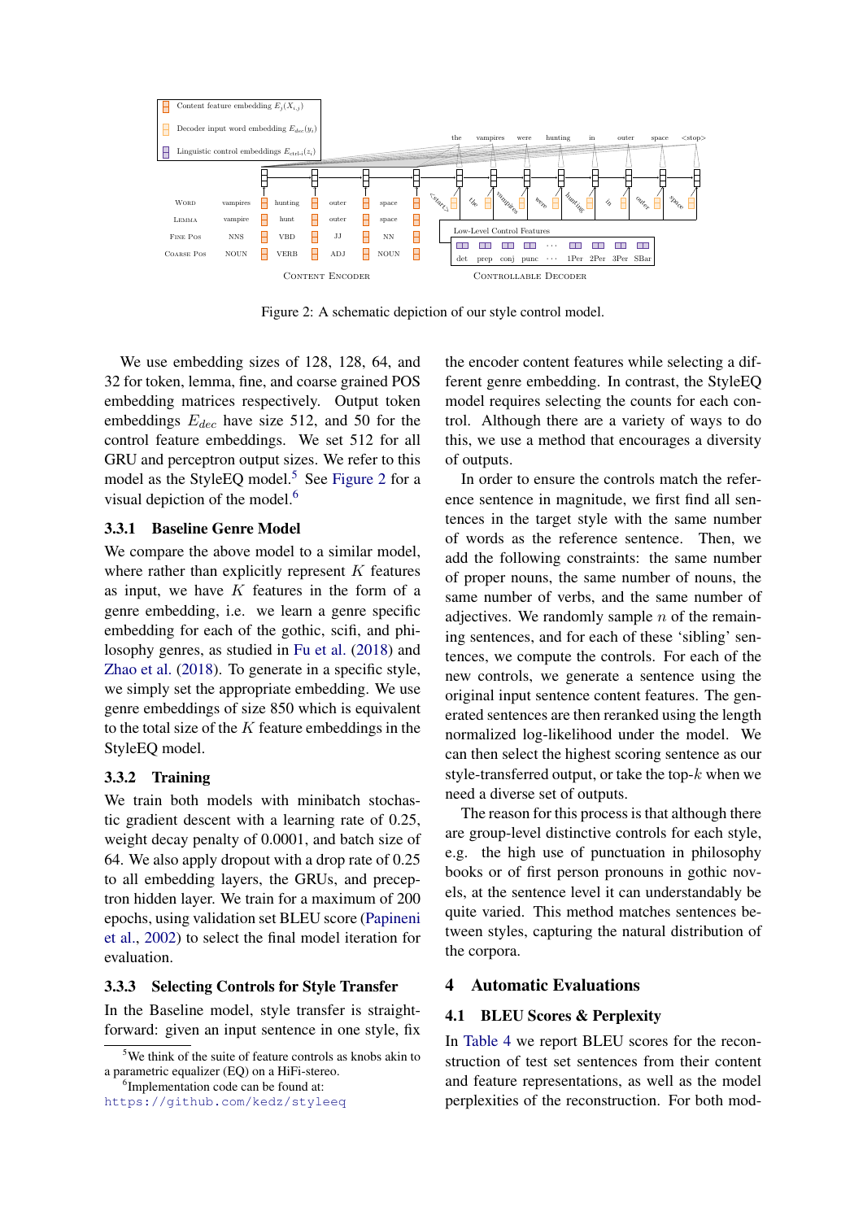Figure 2: A schematic depiction of our style control model.

We use embedding sizes of 128, 128, 64, and 32 for token, lemma, fine, and coarse grained POS embedding matrices respectively. Output token embeddings $E_{dec}$ have size 512, and 50 for the control feature embeddings. We set 512 for all GRU and perceptron output sizes. We refer to this model as the StyleEQ model.[5] See Figure 2 for a visual depiction of the model.[6]

### 3.3.1 Baseline Genre Model

We compare the above model to a similar model, where rather than explicitly represent $K$ features as input, we have $K$ features in the form of a genre embedding, i.e. we learn a genre specific embedding for each of the gothic, scifi, and philosophy genres, as studied in Fu et al. (2018) and Zhao et al. (2018). To generate in a specific style, we simply set the appropriate embedding. We use genre embeddings of size 850 which is equivalent to the total size of the $K$ feature embeddings in the StyleEQ model.

### 3.3.2 Training

We train both models with minibatch stochastic gradient descent with a learning rate of 0.25, weight decay penalty of 0.0001, and batch size of 64. We also apply dropout with a drop rate of 0.25 to all embedding layers, the GRUs, and preceptron hidden layer. We train for a maximum of 200 epochs, using validation set BLEU score (Papineni et al., 2002) to select the final model iteration for evaluation.

### 3.3.3 Selecting Controls for Style Transfer

In the Baseline model, style transfer is straightforward: given an input sentence in one style, fix the encoder content features while selecting a different genre embedding. In contrast, the StyleEQ model requires selecting the counts for each control. Although there are a variety of ways to do this, we use a method that encourages a diversity of outputs.

In order to ensure the controls match the reference sentence in magnitude, we first find all sentences in the target style with the same number of words as the reference sentence. Then, we add the following constraints: the same number of proper nouns, the same number of nouns, the same number of verbs, and the same number of adjectives. We randomly sample $n$ of the remaining sentences, and for each of these 'sibling' sentences, we compute the controls. For each of the new controls, we generate a sentence using the original input sentence content features. The generated sentences are then reranked using the length normalized log-likelihood under the model. We can then select the highest scoring sentence as our style-transferred output, or take the top-$k$ when we need a diverse set of outputs.

The reason for this process is that although there are group-level distinctive controls for each style, e.g. the high use of punctuation in philosophy books or of first person pronouns in gothic novels, at the sentence level it can understandably be quite varied. This method matches sentences between styles, capturing the natural distribution of the corpora.

## 4 Automatic Evaluations

### 4.1 BLEU Scores & Perplexity

In Table 4 we report BLEU scores for the reconstruction of test set sentences from their content and feature representations, as well as the model perplexities of the reconstruction. For both mod-

[5] We think of the suite of feature controls as knobs akin to a parametric equalizer (EQ) on a HiFi-stereo.

[6] Implementation code can be found at: https://github.com/kedz/styleeq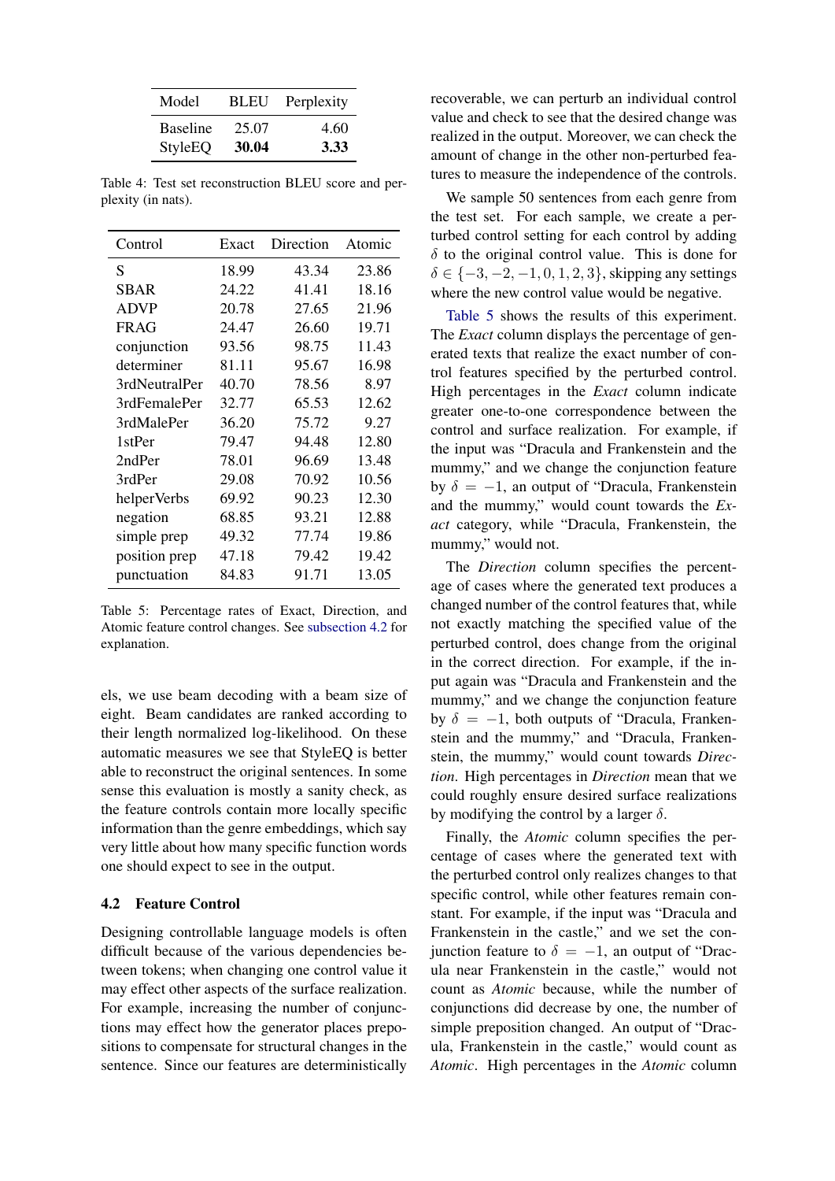| Model | BLEU | Perplexity |
|---|---|---|
| Baseline | 25.07 | 4.60 |
| StyleEQ | **30.04** | **3.33** |

Table 4: Test set reconstruction BLEU score and perplexity (in nats).

| Control | Exact | Direction | Atomic |
|---|---|---|---|
| S | 18.99 | 43.34 | 23.86 |
| SBAR | 24.22 | 41.41 | 18.16 |
| ADVP | 20.78 | 27.65 | 21.96 |
| FRAG | 24.47 | 26.60 | 19.71 |
| conjunction | 93.56 | 98.75 | 11.43 |
| determiner | 81.11 | 95.67 | 16.98 |
| 3rdNeutralPer | 40.70 | 78.56 | 8.97 |
| 3rdFemalePer | 32.77 | 65.53 | 12.62 |
| 3rdMalePer | 36.20 | 75.72 | 9.27 |
| 1stPer | 79.47 | 94.48 | 12.80 |
| 2ndPer | 78.01 | 96.69 | 13.48 |
| 3rdPer | 29.08 | 70.92 | 10.56 |
| helperVerbs | 69.92 | 90.23 | 12.30 |
| negation | 68.85 | 93.21 | 12.88 |
| simple prep | 49.32 | 77.74 | 19.86 |
| position prep | 47.18 | 79.42 | 19.42 |
| punctuation | 84.83 | 91.71 | 13.05 |

Table 5: Percentage rates of Exact, Direction, and Atomic feature control changes. See subsection 4.2 for explanation.

els, we use beam decoding with a beam size of eight. Beam candidates are ranked according to their length normalized log-likelihood. On these automatic measures we see that StyleEQ is better able to reconstruct the original sentences. In some sense this evaluation is mostly a sanity check, as the feature controls contain more locally specific information than the genre embeddings, which say very little about how many specific function words one should expect to see in the output.

### 4.2 Feature Control

Designing controllable language models is often difficult because of the various dependencies between tokens; when changing one control value it may effect other aspects of the surface realization. For example, increasing the number of conjunctions may effect how the generator places prepositions to compensate for structural changes in the sentence. Since our features are deterministically recoverable, we can perturb an individual control value and check to see that the desired change was realized in the output. Moreover, we can check the amount of change in the other non-perturbed features to measure the independence of the controls.

We sample 50 sentences from each genre from the test set. For each sample, we create a perturbed control setting for each control by adding $\delta$ to the original control value. This is done for $\delta \in \{-3, -2, -1, 0, 1, 2, 3\}$, skipping any settings where the new control value would be negative.

Table 5 shows the results of this experiment. The *Exact* column displays the percentage of generated texts that realize the exact number of control features specified by the perturbed control. High percentages in the *Exact* column indicate greater one-to-one correspondence between the control and surface realization. For example, if the input was "Dracula and Frankenstein and the mummy," and we change the conjunction feature by $\delta = -1$, an output of "Dracula, Frankenstein and the mummy," would count towards the *Exact* category, while "Dracula, Frankenstein, the mummy," would not.

The *Direction* column specifies the percentage of cases where the generated text produces a changed number of the control features that, while not exactly matching the specified value of the perturbed control, does change from the original in the correct direction. For example, if the input again was "Dracula and Frankenstein and the mummy," and we change the conjunction feature by $\delta = -1$, both outputs of "Dracula, Frankenstein and the mummy," and "Dracula, Frankenstein, the mummy," would count towards *Direction*. High percentages in *Direction* mean that we could roughly ensure desired surface realizations by modifying the control by a larger $\delta$.

Finally, the *Atomic* column specifies the percentage of cases where the generated text with the perturbed control only realizes changes to that specific control, while other features remain constant. For example, if the input was "Dracula and Frankenstein in the castle," and we set the conjunction feature to $\delta = -1$, an output of "Dracula near Frankenstein in the castle," would not count as *Atomic* because, while the number of conjunctions did decrease by one, the number of simple preposition changed. An output of "Dracula, Frankenstein in the castle," would count as *Atomic*. High percentages in the *Atomic* column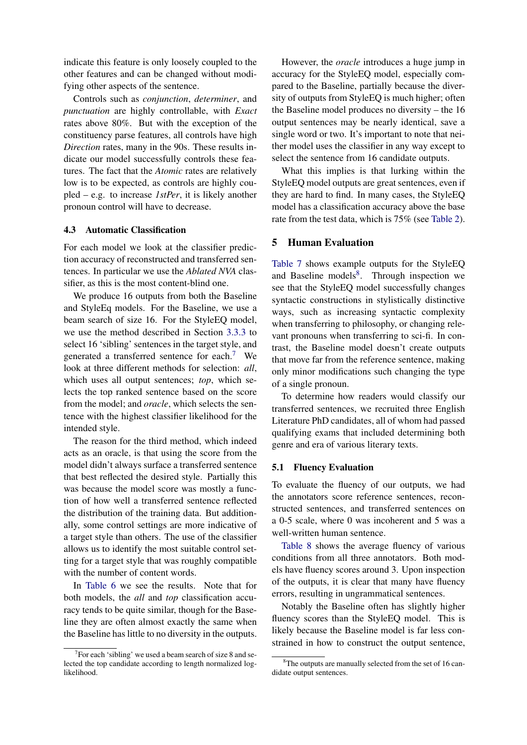indicate this feature is only loosely coupled to the other features and can be changed without modifying other aspects of the sentence.

Controls such as *conjunction*, *determiner*, and *punctuation* are highly controllable, with *Exact* rates above 80%. But with the exception of the constituency parse features, all controls have high *Direction* rates, many in the 90s. These results indicate our model successfully controls these features. The fact that the *Atomic* rates are relatively low is to be expected, as controls are highly coupled – e.g. to increase *1stPer*, it is likely another pronoun control will have to decrease.

### 4.3 Automatic Classification

For each model we look at the classifier prediction accuracy of reconstructed and transferred sentences. In particular we use the *Ablated NVA* classifier, as this is the most content-blind one.

We produce 16 outputs from both the Baseline and StyleEq models. For the Baseline, we use a beam search of size 16. For the StyleEQ model, we use the method described in Section 3.3.3 to select 16 'sibling' sentences in the target style, and generated a transferred sentence for each.[7] We look at three different methods for selection: *all*, which uses all output sentences; *top*, which selects the top ranked sentence based on the score from the model; and *oracle*, which selects the sentence with the highest classifier likelihood for the intended style.

The reason for the third method, which indeed acts as an oracle, is that using the score from the model didn't always surface a transferred sentence that best reflected the desired style. Partially this was because the model score was mostly a function of how well a transferred sentence reflected the distribution of the training data. But additionally, some control settings are more indicative of a target style than others. The use of the classifier allows us to identify the most suitable control setting for a target style that was roughly compatible with the number of content words.

In Table 6 we see the results. Note that for both models, the *all* and *top* classification accuracy tends to be quite similar, though for the Baseline they are often almost exactly the same when the Baseline has little to no diversity in the outputs.

However, the *oracle* introduces a huge jump in accuracy for the StyleEQ model, especially compared to the Baseline, partially because the diversity of outputs from StyleEQ is much higher; often the Baseline model produces no diversity – the 16 output sentences may be nearly identical, save a single word or two. It's important to note that neither model uses the classifier in any way except to select the sentence from 16 candidate outputs.

What this implies is that lurking within the StyleEQ model outputs are great sentences, even if they are hard to find. In many cases, the StyleEQ model has a classification accuracy above the base rate from the test data, which is 75% (see Table 2).

## 5 Human Evaluation

Table 7 shows example outputs for the StyleEQ and Baseline models[8]. Through inspection we see that the StyleEQ model successfully changes syntactic constructions in stylistically distinctive ways, such as increasing syntactic complexity when transferring to philosophy, or changing relevant pronouns when transferring to sci-fi. In contrast, the Baseline model doesn't create outputs that move far from the reference sentence, making only minor modifications such changing the type of a single pronoun.

To determine how readers would classify our transferred sentences, we recruited three English Literature PhD candidates, all of whom had passed qualifying exams that included determining both genre and era of various literary texts.

### 5.1 Fluency Evaluation

To evaluate the fluency of our outputs, we had the annotators score reference sentences, reconstructed sentences, and transferred sentences on a 0-5 scale, where 0 was incoherent and 5 was a well-written human sentence.

Table 8 shows the average fluency of various conditions from all three annotators. Both models have fluency scores around 3. Upon inspection of the outputs, it is clear that many have fluency errors, resulting in ungrammatical sentences.

Notably the Baseline often has slightly higher fluency scores than the StyleEQ model. This is likely because the Baseline model is far less constrained in how to construct the output sentence,

[7] For each 'sibling' we used a beam search of size 8 and selected the top candidate according to length normalized log-likelihood.

[8] The outputs are manually selected from the set of 16 candidate output sentences.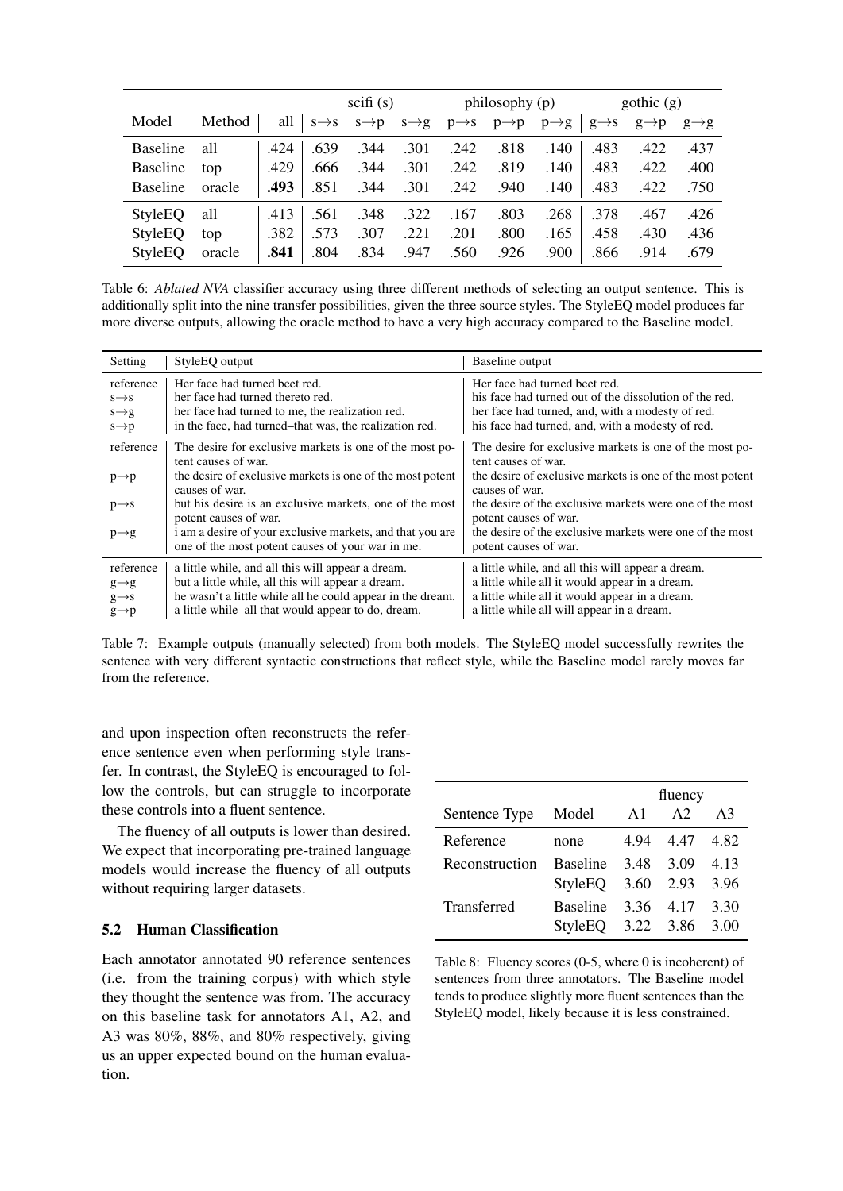| Model | Method | all | scifi (s) | | | philosophy (p) | | | gothic (g) | | |
|---|---|---|---|---|---|---|---|---|---|---|---|
| | | | s→s | s→p | s→g | p→s | p→p | p→g | g→s | g→p | g→g |
| Baseline | all | .424 | .639 | .344 | .301 | .242 | .818 | .140 | .483 | .422 | .437 |
| Baseline | top | .429 | .666 | .344 | .301 | .242 | .819 | .140 | .483 | .422 | .400 |
| Baseline | oracle | **.493** | .851 | .344 | .301 | .242 | .940 | .140 | .483 | .422 | .750 |
| StyleEQ | all | .413 | .561 | .348 | .322 | .167 | .803 | .268 | .378 | .467 | .426 |
| StyleEQ | top | .382 | .573 | .307 | .221 | .201 | .800 | .165 | .458 | .430 | .436 |
| StyleEQ | oracle | **.841** | .804 | .834 | .947 | .560 | .926 | .900 | .866 | .914 | .679 |

Table 6: *Ablated NVA* classifier accuracy using three different methods of selecting an output sentence. This is additionally split into the nine transfer possibilities, given the three source styles. The StyleEQ model produces far more diverse outputs, allowing the oracle method to have a very high accuracy compared to the Baseline model.

| Setting | StyleEQ output | Baseline output |
|---|---|---|
| reference | Her face had turned beet red. | Her face had turned beet red. |
| s→s | her face had turned thereto red. | his face had turned out of the dissolution of the red. |
| s→g | her face had turned to me, the realization red. | her face had turned, and, with a modesty of red. |
| s→p | in the face, had turned–that was, the realization red. | his face had turned, and, with a modesty of red. |
| reference | The desire for exclusive markets is one of the most potent causes of war. | The desire for exclusive markets is one of the most potent causes of war. |
| p→p | the desire of exclusive markets is one of the most potent causes of war. | the desire of exclusive markets is one of the most potent causes of war. |
| p→s | but his desire is an exclusive markets, one of the most potent causes of war. | the desire of the exclusive markets were one of the most potent causes of war. |
| p→g | i am a desire of your exclusive markets, and that you are one of the most potent causes of your war in me. | the desire of the exclusive markets were one of the most potent causes of war. |
| reference | a little while, and all this will appear a dream. | a little while, and all this will appear a dream. |
| g→g | but a little while, all this will appear a dream. | a little while all it would appear in a dream. |
| g→s | he wasn't a little while all he could appear in the dream. | a little while all it would appear in a dream. |
| g→p | a little while–all that would appear to do, dream. | a little while all will appear in a dream. |

Table 7: Example outputs (manually selected) from both models. The StyleEQ model successfully rewrites the sentence with very different syntactic constructions that reflect style, while the Baseline model rarely moves far from the reference.

and upon inspection often reconstructs the reference sentence even when performing style transfer. In contrast, the StyleEQ is encouraged to follow the controls, but can struggle to incorporate these controls into a fluent sentence.

The fluency of all outputs is lower than desired. We expect that incorporating pre-trained language models would increase the fluency of all outputs without requiring larger datasets.

### 5.2 Human Classification

Each annotator annotated 90 reference sentences (i.e. from the training corpus) with which style they thought the sentence was from. The accuracy on this baseline task for annotators A1, A2, and A3 was 80%, 88%, and 80% respectively, giving us an upper expected bound on the human evaluation.

| Sentence Type | Model | fluency | | |
|---|---|---|---|---|
| | | A1 | A2 | A3 |
| Reference | none | 4.94 | 4.47 | 4.82 |
| Reconstruction | Baseline | 3.48 | 3.09 | 4.13 |
| | StyleEQ | 3.60 | 2.93 | 3.96 |
| Transferred | Baseline | 3.36 | 4.17 | 3.30 |
| | StyleEQ | 3.22 | 3.86 | 3.00 |

Table 8: Fluency scores (0-5, where 0 is incoherent) of sentences from three annotators. The Baseline model tends to produce slightly more fluent sentences than the StyleEQ model, likely because it is less constrained.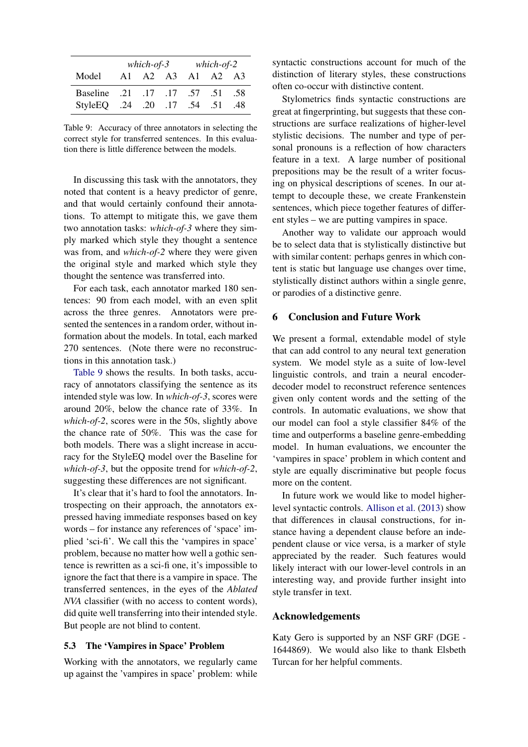| | *which-of-3* | | | *which-of-2* | | |
|---|---|---|---|---|---|---|
| Model | A1 | A2 | A3 | A1 | A2 | A3 |
| Baseline | .21 | .17 | .17 | .57 | .51 | .58 |
| StyleEQ | .24 | .20 | .17 | .54 | .51 | .48 |

Table 9: Accuracy of three annotators in selecting the correct style for transferred sentences. In this evaluation there is little difference between the models.

In discussing this task with the annotators, they noted that content is a heavy predictor of genre, and that would certainly confound their annotations. To attempt to mitigate this, we gave them two annotation tasks: *which-of-3* where they simply marked which style they thought a sentence was from, and *which-of-2* where they were given the original style and marked which style they thought the sentence was transferred into.

For each task, each annotator marked 180 sentences: 90 from each model, with an even split across the three genres. Annotators were presented the sentences in a random order, without information about the models. In total, each marked 270 sentences. (Note there were no reconstructions in this annotation task.)

Table 9 shows the results. In both tasks, accuracy of annotators classifying the sentence as its intended style was low. In *which-of-3*, scores were around 20%, below the chance rate of 33%. In *which-of-2*, scores were in the 50s, slightly above the chance rate of 50%. This was the case for both models. There was a slight increase in accuracy for the StyleEQ model over the Baseline for *which-of-3*, but the opposite trend for *which-of-2*, suggesting these differences are not significant.

It's clear that it's hard to fool the annotators. Introspecting on their approach, the annotators expressed having immediate responses based on key words – for instance any references of 'space' implied 'sci-fi'. We call this the 'vampires in space' problem, because no matter how well a gothic sentence is rewritten as a sci-fi one, it's impossible to ignore the fact that there is a vampire in space. The transferred sentences, in the eyes of the *Ablated NVA* classifier (with no access to content words), did quite well transferring into their intended style. But people are not blind to content.

### 5.3 The 'Vampires in Space' Problem

Working with the annotators, we regularly came up against the 'vampires in space' problem: while syntactic constructions account for much of the distinction of literary styles, these constructions often co-occur with distinctive content.

Stylometrics finds syntactic constructions are great at fingerprinting, but suggests that these constructions are surface realizations of higher-level stylistic decisions. The number and type of personal pronouns is a reflection of how characters feature in a text. A large number of positional prepositions may be the result of a writer focusing on physical descriptions of scenes. In our attempt to decouple these, we create Frankenstein sentences, which piece together features of different styles – we are putting vampires in space.

Another way to validate our approach would be to select data that is stylistically distinctive but with similar content: perhaps genres in which content is static but language use changes over time, stylistically distinct authors within a single genre, or parodies of a distinctive genre.

## 6 Conclusion and Future Work

We present a formal, extendable model of style that can add control to any neural text generation system. We model style as a suite of low-level linguistic controls, and train a neural encoder-decoder model to reconstruct reference sentences given only content words and the setting of the controls. In automatic evaluations, we show that our model can fool a style classifier 84% of the time and outperforms a baseline genre-embedding model. In human evaluations, we encounter the 'vampires in space' problem in which content and style are equally discriminative but people focus more on the content.

In future work we would like to model higher-level syntactic controls. Allison et al. (2013) show that differences in clausal constructions, for instance having a dependent clause before an independent clause or vice versa, is a marker of style appreciated by the reader. Such features would likely interact with our lower-level controls in an interesting way, and provide further insight into style transfer in text.

## Acknowledgements

Katy Gero is supported by an NSF GRF (DGE - 1644869). We would also like to thank Elsbeth Turcan for her helpful comments.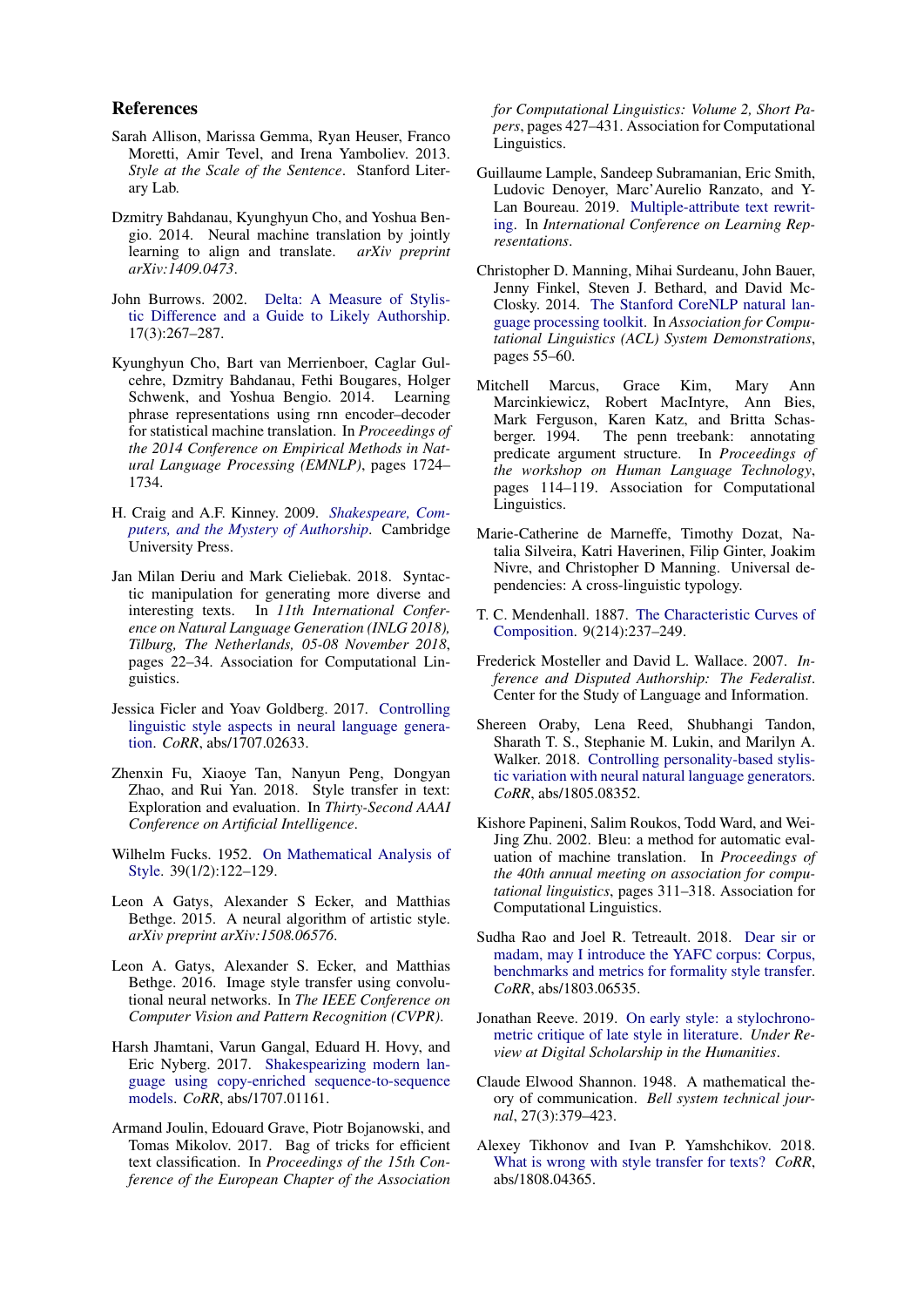## References

Sarah Allison, Marissa Gemma, Ryan Heuser, Franco Moretti, Amir Tevel, and Irena Yamboliev. 2013. *Style at the Scale of the Sentence*. Stanford Literary Lab.

Dzmitry Bahdanau, Kyunghyun Cho, and Yoshua Bengio. 2014. Neural machine translation by jointly learning to align and translate. *arXiv preprint arXiv:1409.0473*.

John Burrows. 2002. Delta: A Measure of Stylistic Difference and a Guide to Likely Authorship. 17(3):267–287.

Kyunghyun Cho, Bart van Merrienboer, Caglar Gulcehre, Dzmitry Bahdanau, Fethi Bougares, Holger Schwenk, and Yoshua Bengio. 2014. Learning phrase representations using rnn encoder–decoder for statistical machine translation. In *Proceedings of the 2014 Conference on Empirical Methods in Natural Language Processing (EMNLP)*, pages 1724–1734.

H. Craig and A.F. Kinney. 2009. *Shakespeare, Computers, and the Mystery of Authorship*. Cambridge University Press.

Jan Milan Deriu and Mark Cieliebak. 2018. Syntactic manipulation for generating more diverse and interesting texts. In *11th International Conference on Natural Language Generation (INLG 2018), Tilburg, The Netherlands, 05-08 November 2018*, pages 22–34. Association for Computational Linguistics.

Jessica Ficler and Yoav Goldberg. 2017. Controlling linguistic style aspects in neural language generation. *CoRR*, abs/1707.02633.

Zhenxin Fu, Xiaoye Tan, Nanyun Peng, Dongyan Zhao, and Rui Yan. 2018. Style transfer in text: Exploration and evaluation. In *Thirty-Second AAAI Conference on Artificial Intelligence*.

Wilhelm Fucks. 1952. On Mathematical Analysis of Style. 39(1/2):122–129.

Leon A Gatys, Alexander S Ecker, and Matthias Bethge. 2015. A neural algorithm of artistic style. *arXiv preprint arXiv:1508.06576*.

Leon A. Gatys, Alexander S. Ecker, and Matthias Bethge. 2016. Image style transfer using convolutional neural networks. In *The IEEE Conference on Computer Vision and Pattern Recognition (CVPR)*.

Harsh Jhamtani, Varun Gangal, Eduard H. Hovy, and Eric Nyberg. 2017. Shakespearizing modern language using copy-enriched sequence-to-sequence models. *CoRR*, abs/1707.01161.

Armand Joulin, Edouard Grave, Piotr Bojanowski, and Tomas Mikolov. 2017. Bag of tricks for efficient text classification. In *Proceedings of the 15th Conference of the European Chapter of the Association for Computational Linguistics: Volume 2, Short Papers*, pages 427–431. Association for Computational Linguistics.

Guillaume Lample, Sandeep Subramanian, Eric Smith, Ludovic Denoyer, Marc'Aurelio Ranzato, and Y-Lan Boureau. 2019. Multiple-attribute text rewriting. In *International Conference on Learning Representations*.

Christopher D. Manning, Mihai Surdeanu, John Bauer, Jenny Finkel, Steven J. Bethard, and David McClosky. 2014. The Stanford CoreNLP natural language processing toolkit. In *Association for Computational Linguistics (ACL) System Demonstrations*, pages 55–60.

Mitchell Marcus, Grace Kim, Mary Ann Marcinkiewicz, Robert MacIntyre, Ann Bies, Mark Ferguson, Karen Katz, and Britta Schasberger. 1994. The penn treebank: annotating predicate argument structure. In *Proceedings of the workshop on Human Language Technology*, pages 114–119. Association for Computational Linguistics.

Marie-Catherine de Marneffe, Timothy Dozat, Natalia Silveira, Katri Haverinen, Filip Ginter, Joakim Nivre, and Christopher D Manning. Universal dependencies: A cross-linguistic typology.

T. C. Mendenhall. 1887. The Characteristic Curves of Composition. 9(214):237–249.

Frederick Mosteller and David L. Wallace. 2007. *Inference and Disputed Authorship: The Federalist*. Center for the Study of Language and Information.

Shereen Oraby, Lena Reed, Shubhangi Tandon, Sharath T. S., Stephanie M. Lukin, and Marilyn A. Walker. 2018. Controlling personality-based stylistic variation with neural natural language generators. *CoRR*, abs/1805.08352.

Kishore Papineni, Salim Roukos, Todd Ward, and Wei-Jing Zhu. 2002. Bleu: a method for automatic evaluation of machine translation. In *Proceedings of the 40th annual meeting on association for computational linguistics*, pages 311–318. Association for Computational Linguistics.

Sudha Rao and Joel R. Tetreault. 2018. Dear sir or madam, may I introduce the YAFC corpus: Corpus, benchmarks and metrics for formality style transfer. *CoRR*, abs/1803.06535.

Jonathan Reeve. 2019. On early style: a stylochronometric critique of late style in literature. *Under Review at Digital Scholarship in the Humanities*.

Claude Elwood Shannon. 1948. A mathematical theory of communication. *Bell system technical journal*, 27(3):379–423.

Alexey Tikhonov and Ivan P. Yamshchikov. 2018. What is wrong with style transfer for texts? *CoRR*, abs/1808.04365.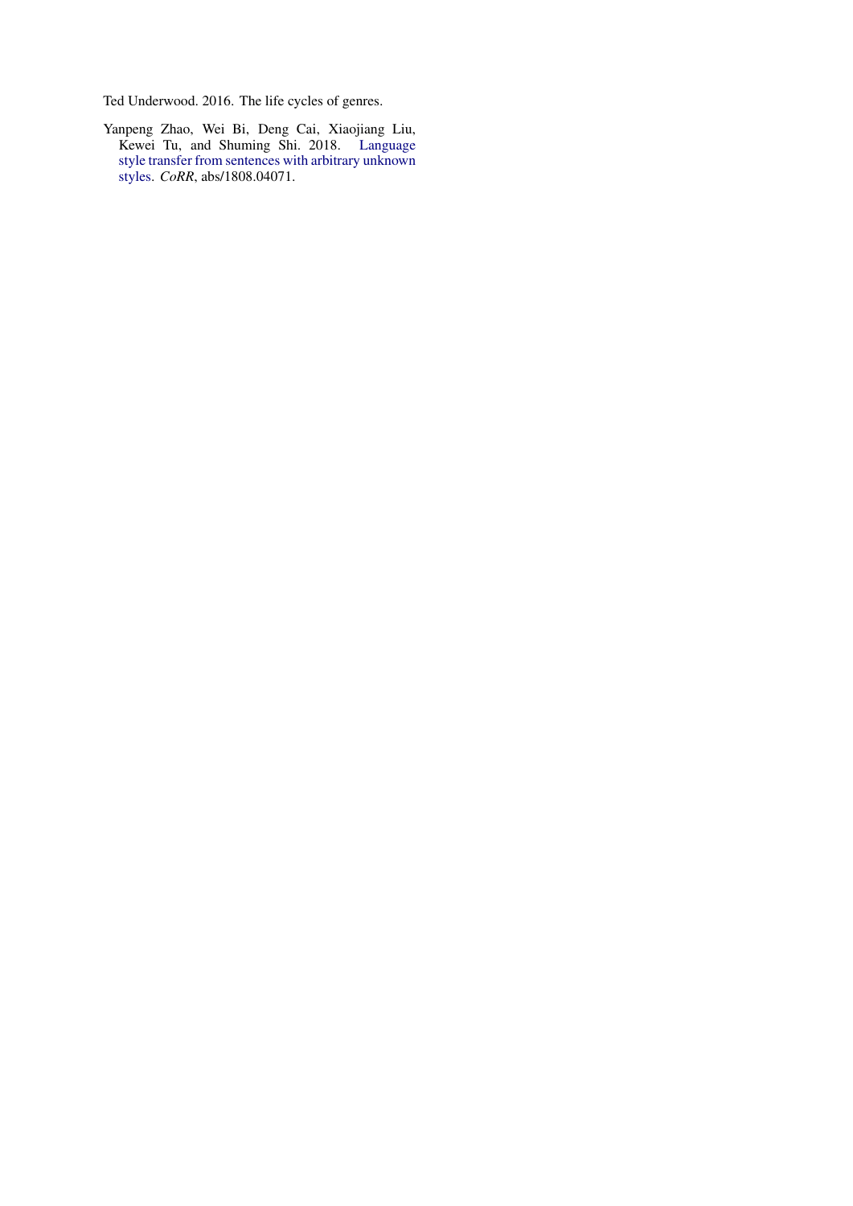Ted Underwood. 2016. The life cycles of genres.

Yanpeng Zhao, Wei Bi, Deng Cai, Xiaojiang Liu, Kewei Tu, and Shuming Shi. 2018. Language style transfer from sentences with arbitrary unknown styles. *CoRR*, abs/1808.04071.